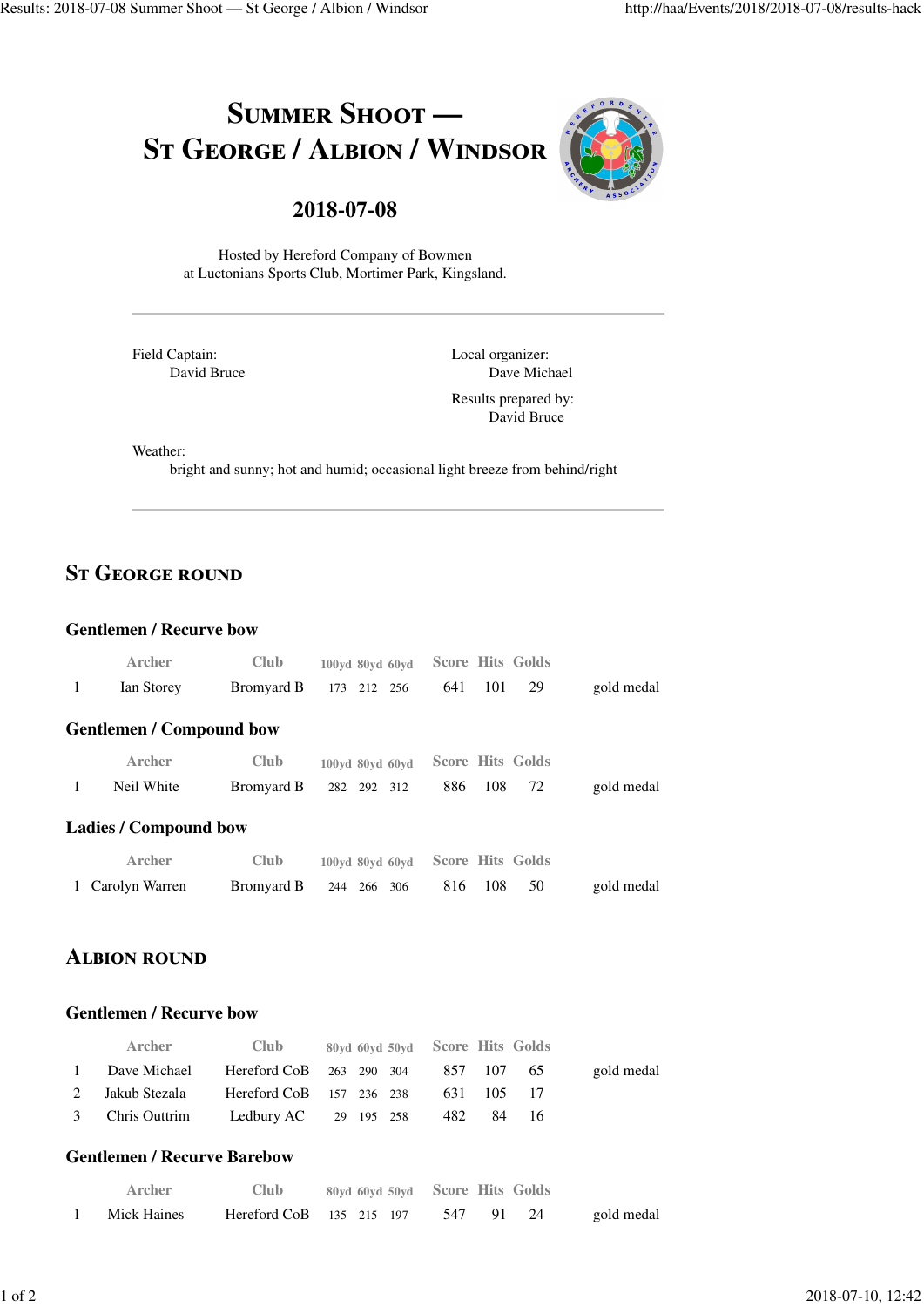# Summer Shoot — St George / Albion / Windsor

## 2018-07-08

Hosted by Hereford Company of Bowmen
at Luctonians Sports Club, Mortimer Park, Kingsland.

Field Captain:
David Bruce

Local organizer:
Dave Michael

Results prepared by:
David Bruce

Weather:
bright and sunny; hot and humid; occasional light breeze from behind/right

## St George round

### Gentlemen / Recurve bow

| | Archer | Club | 100yd | 80yd | 60yd | Score | Hits | Golds | |
|---|---|---|---|---|---|---|---|---|---|
| 1 | Ian Storey | Bromyard B | 173 | 212 | 256 | 641 | 101 | 29 | gold medal |

### Gentlemen / Compound bow

| | Archer | Club | 100yd | 80yd | 60yd | Score | Hits | Golds | |
|---|---|---|---|---|---|---|---|---|---|
| 1 | Neil White | Bromyard B | 282 | 292 | 312 | 886 | 108 | 72 | gold medal |

### Ladies / Compound bow

| | Archer | Club | 100yd | 80yd | 60yd | Score | Hits | Golds | |
|---|---|---|---|---|---|---|---|---|---|
| 1 | Carolyn Warren | Bromyard B | 244 | 266 | 306 | 816 | 108 | 50 | gold medal |

## Albion round

### Gentlemen / Recurve bow

| | Archer | Club | 80yd | 60yd | 50yd | Score | Hits | Golds | |
|---|---|---|---|---|---|---|---|---|---|
| 1 | Dave Michael | Hereford CoB | 263 | 290 | 304 | 857 | 107 | 65 | gold medal |
| 2 | Jakub Stezala | Hereford CoB | 157 | 236 | 238 | 631 | 105 | 17 | |
| 3 | Chris Outtrim | Ledbury AC | 29 | 195 | 258 | 482 | 84 | 16 | |

### Gentlemen / Recurve Barebow

| | Archer | Club | 80yd | 60yd | 50yd | Score | Hits | Golds | |
|---|---|---|---|---|---|---|---|---|---|
| 1 | Mick Haines | Hereford CoB | 135 | 215 | 197 | 547 | 91 | 24 | gold medal |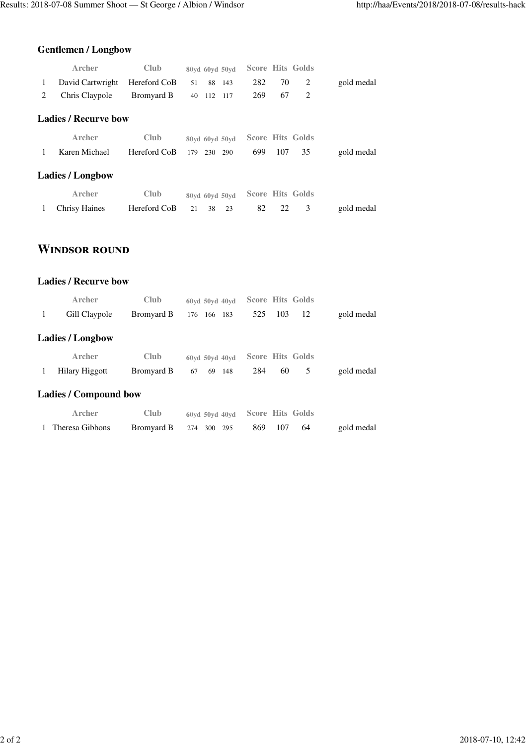### Gentlemen / Longbow

| | Archer | Club | 80yd | 60yd | 50yd | Score | Hits | Golds | |
|---|---|---|---|---|---|---|---|---|---|
| 1 | David Cartwright | Hereford CoB | 51 | 88 | 143 | 282 | 70 | 2 | gold medal |
| 2 | Chris Claypole | Bromyard B | 40 | 112 | 117 | 269 | 67 | 2 | |

### Ladies / Recurve bow

| | Archer | Club | 80yd | 60yd | 50yd | Score | Hits | Golds | |
|---|---|---|---|---|---|---|---|---|---|
| 1 | Karen Michael | Hereford CoB | 179 | 230 | 290 | 699 | 107 | 35 | gold medal |

### Ladies / Longbow

| | Archer | Club | 80yd | 60yd | 50yd | Score | Hits | Golds | |
|---|---|---|---|---|---|---|---|---|---|
| 1 | Chrisy Haines | Hereford CoB | 21 | 38 | 23 | 82 | 22 | 3 | gold medal |

## Windsor round

### Ladies / Recurve bow

| | Archer | Club | 60yd | 50yd | 40yd | Score | Hits | Golds | |
|---|---|---|---|---|---|---|---|---|---|
| 1 | Gill Claypole | Bromyard B | 176 | 166 | 183 | 525 | 103 | 12 | gold medal |

### Ladies / Longbow

| | Archer | Club | 60yd | 50yd | 40yd | Score | Hits | Golds | |
|---|---|---|---|---|---|---|---|---|---|
| 1 | Hilary Higgott | Bromyard B | 67 | 69 | 148 | 284 | 60 | 5 | gold medal |

### Ladies / Compound bow

| | Archer | Club | 60yd | 50yd | 40yd | Score | Hits | Golds | |
|---|---|---|---|---|---|---|---|---|---|
| 1 | Theresa Gibbons | Bromyard B | 274 | 300 | 295 | 869 | 107 | 64 | gold medal |